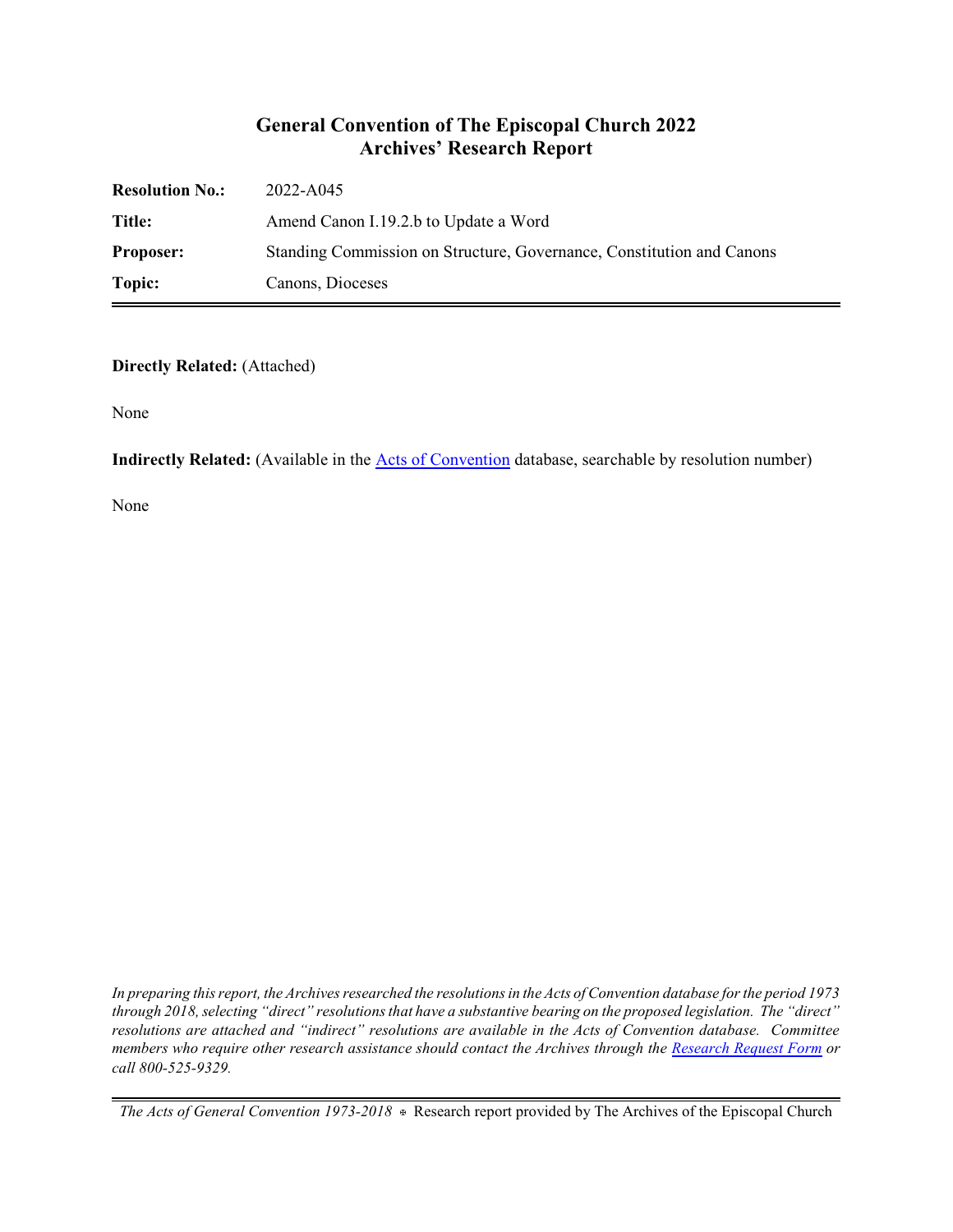# General Convention of The Episcopal Church 2022
## Archives' Research Report

| | |
|---|---|
| **Resolution No.:** | 2022-A045 |
| **Title:** | Amend Canon I.19.2.b to Update a Word |
| **Proposer:** | Standing Commission on Structure, Governance, Constitution and Canons |
| **Topic:** | Canons, Dioceses |

**Directly Related:** (Attached)

None

**Indirectly Related:** (Available in the [Acts of Convention](#) database, searchable by resolution number)

None

*In preparing this report, the Archives researched the resolutions in the Acts of Convention database for the period 1973 through 2018, selecting "direct" resolutions that have a substantive bearing on the proposed legislation. The "direct" resolutions are attached and "indirect" resolutions are available in the Acts of Convention database. Committee members who require other research assistance should contact the Archives through the [Research Request Form](#) or call 800-525-9329.*

*The Acts of General Convention 1973-2018* ✠ Research report provided by The Archives of the Episcopal Church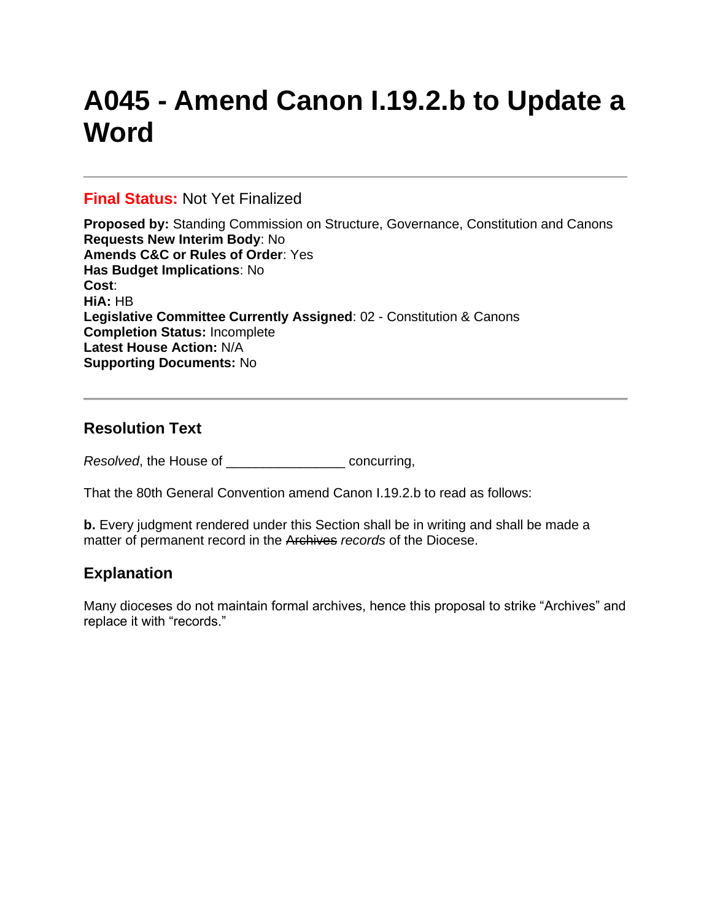# A045 - Amend Canon I.19.2.b to Update a Word

---

**Final Status:** Not Yet Finalized

**Proposed by:** Standing Commission on Structure, Governance, Constitution and Canons
**Requests New Interim Body**: No
**Amends C&C or Rules of Order**: Yes
**Has Budget Implications**: No
**Cost**:
**HiA:** HB
**Legislative Committee Currently Assigned**: 02 - Constitution & Canons
**Completion Status:** Incomplete
**Latest House Action:** N/A
**Supporting Documents:** No

---

### Resolution Text

*Resolved*, the House of _______________ concurring,

That the 80th General Convention amend Canon I.19.2.b to read as follows:

**b.** Every judgment rendered under this Section shall be in writing and shall be made a matter of permanent record in the ~~Archives~~ *records* of the Diocese.

### Explanation

Many dioceses do not maintain formal archives, hence this proposal to strike “Archives” and replace it with “records.”